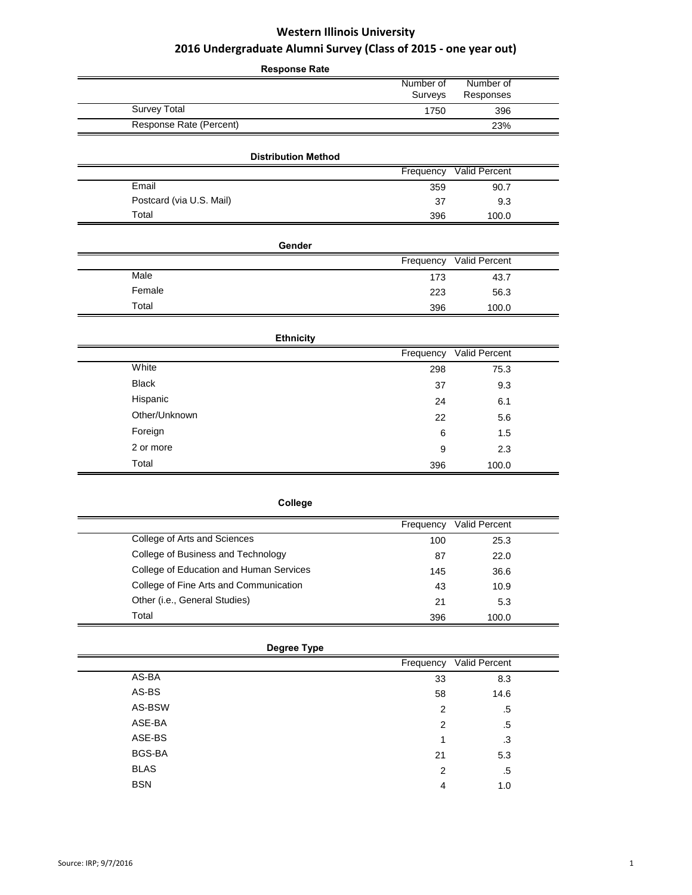# Western Illinois University

## 2016 Undergraduate Alumni Survey (Class of 2015 - one year out)

**Response Rate**

| | Number of Surveys | Number of Responses |
|---|---|---|
| Survey Total | 1750 | 396 |
| Response Rate (Percent) | | 23% |

**Distribution Method**

| | Frequency | Valid Percent |
|---|---|---|
| Email | 359 | 90.7 |
| Postcard (via U.S. Mail) | 37 | 9.3 |
| Total | 396 | 100.0 |

**Gender**

| | Frequency | Valid Percent |
|---|---|---|
| Male | 173 | 43.7 |
| Female | 223 | 56.3 |
| Total | 396 | 100.0 |

**Ethnicity**

| | Frequency | Valid Percent |
|---|---|---|
| White | 298 | 75.3 |
| Black | 37 | 9.3 |
| Hispanic | 24 | 6.1 |
| Other/Unknown | 22 | 5.6 |
| Foreign | 6 | 1.5 |
| 2 or more | 9 | 2.3 |
| Total | 396 | 100.0 |

**College**

| | Frequency | Valid Percent |
|---|---|---|
| College of Arts and Sciences | 100 | 25.3 |
| College of Business and Technology | 87 | 22.0 |
| College of Education and Human Services | 145 | 36.6 |
| College of Fine Arts and Communication | 43 | 10.9 |
| Other (i.e., General Studies) | 21 | 5.3 |
| Total | 396 | 100.0 |

**Degree Type**

| | Frequency | Valid Percent |
|---|---|---|
| AS-BA | 33 | 8.3 |
| AS-BS | 58 | 14.6 |
| AS-BSW | 2 | .5 |
| ASE-BA | 2 | .5 |
| ASE-BS | 1 | .3 |
| BGS-BA | 21 | 5.3 |
| BLAS | 2 | .5 |
| BSN | 4 | 1.0 |

Source: IRP; 9/7/2016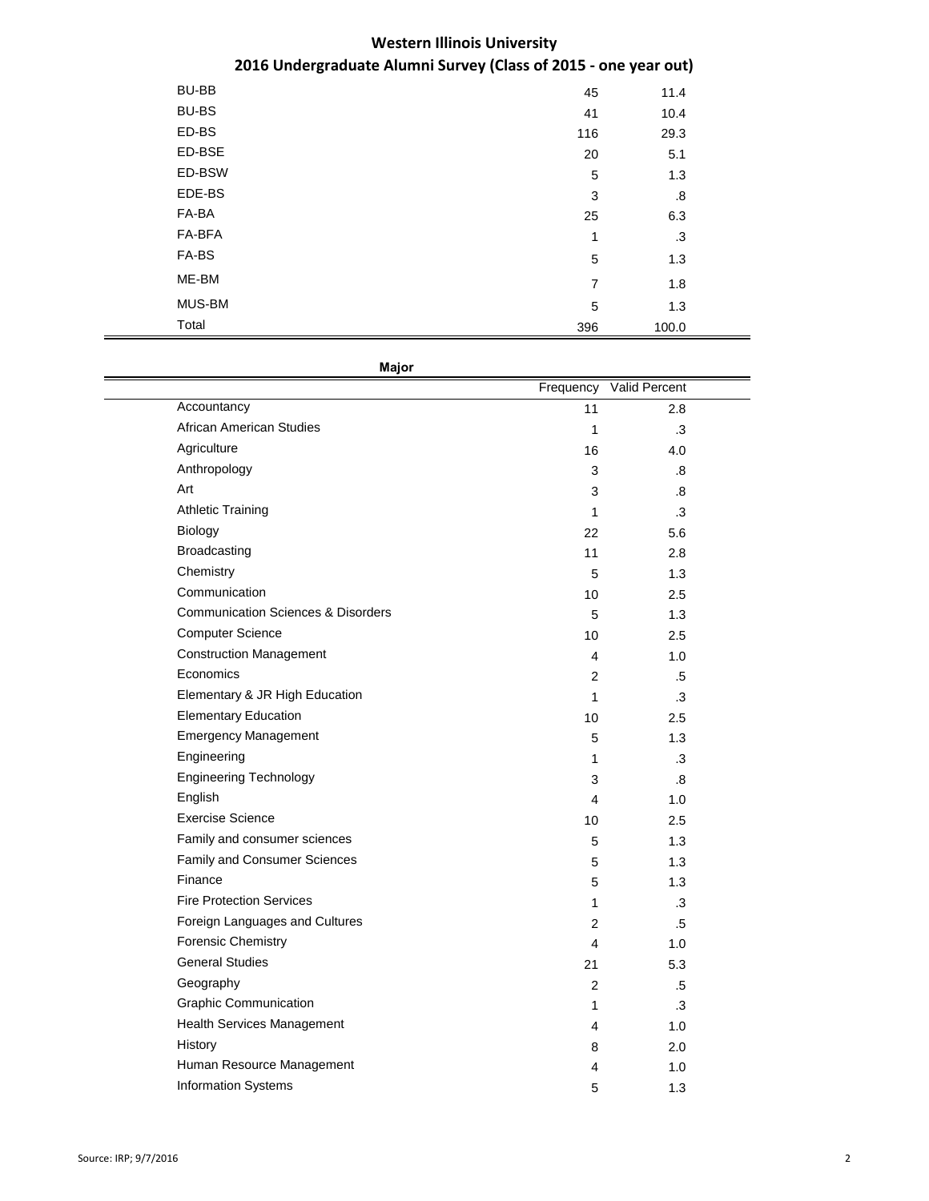| | | |
|---|---|---|
| BU-BB | 45 | 11.4 |
| BU-BS | 41 | 10.4 |
| ED-BS | 116 | 29.3 |
| ED-BSE | 20 | 5.1 |
| ED-BSW | 5 | 1.3 |
| EDE-BS | 3 | .8 |
| FA-BA | 25 | 6.3 |
| FA-BFA | 1 | .3 |
| FA-BS | 5 | 1.3 |
| ME-BM | 7 | 1.8 |
| MUS-BM | 5 | 1.3 |
| Total | 396 | 100.0 |

**Major**

| | Frequency | Valid Percent |
|---|---|---|
| Accountancy | 11 | 2.8 |
| African American Studies | 1 | .3 |
| Agriculture | 16 | 4.0 |
| Anthropology | 3 | .8 |
| Art | 3 | .8 |
| Athletic Training | 1 | .3 |
| Biology | 22 | 5.6 |
| Broadcasting | 11 | 2.8 |
| Chemistry | 5 | 1.3 |
| Communication | 10 | 2.5 |
| Communication Sciences & Disorders | 5 | 1.3 |
| Computer Science | 10 | 2.5 |
| Construction Management | 4 | 1.0 |
| Economics | 2 | .5 |
| Elementary & JR High Education | 1 | .3 |
| Elementary Education | 10 | 2.5 |
| Emergency Management | 5 | 1.3 |
| Engineering | 1 | .3 |
| Engineering Technology | 3 | .8 |
| English | 4 | 1.0 |
| Exercise Science | 10 | 2.5 |
| Family and consumer sciences | 5 | 1.3 |
| Family and Consumer Sciences | 5 | 1.3 |
| Finance | 5 | 1.3 |
| Fire Protection Services | 1 | .3 |
| Foreign Languages and Cultures | 2 | .5 |
| Forensic Chemistry | 4 | 1.0 |
| General Studies | 21 | 5.3 |
| Geography | 2 | .5 |
| Graphic Communication | 1 | .3 |
| Health Services Management | 4 | 1.0 |
| History | 8 | 2.0 |
| Human Resource Management | 4 | 1.0 |
| Information Systems | 5 | 1.3 |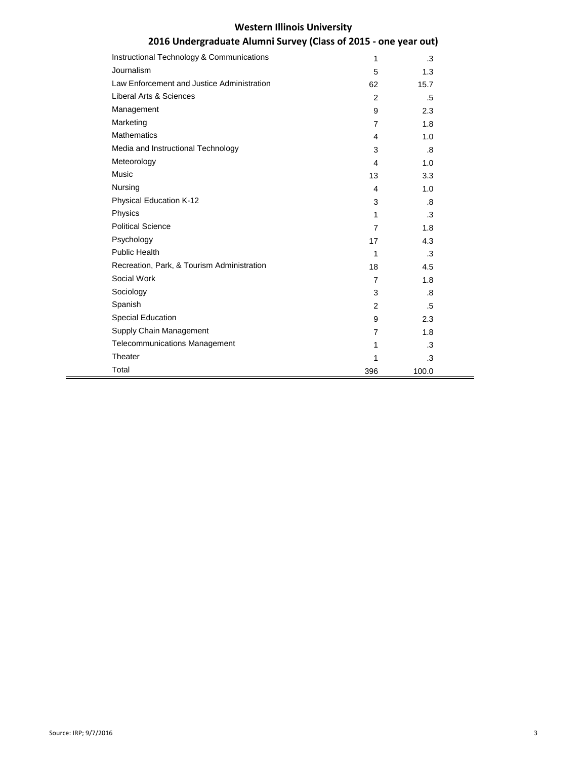# Western Illinois University

## 2016 Undergraduate Alumni Survey (Class of 2015 - one year out)

| | | |
|---|---|---|
| Instructional Technology & Communications | 1 | .3 |
| Journalism | 5 | 1.3 |
| Law Enforcement and Justice Administration | 62 | 15.7 |
| Liberal Arts & Sciences | 2 | .5 |
| Management | 9 | 2.3 |
| Marketing | 7 | 1.8 |
| Mathematics | 4 | 1.0 |
| Media and Instructional Technology | 3 | .8 |
| Meteorology | 4 | 1.0 |
| Music | 13 | 3.3 |
| Nursing | 4 | 1.0 |
| Physical Education K-12 | 3 | .8 |
| Physics | 1 | .3 |
| Political Science | 7 | 1.8 |
| Psychology | 17 | 4.3 |
| Public Health | 1 | .3 |
| Recreation, Park, & Tourism Administration | 18 | 4.5 |
| Social Work | 7 | 1.8 |
| Sociology | 3 | .8 |
| Spanish | 2 | .5 |
| Special Education | 9 | 2.3 |
| Supply Chain Management | 7 | 1.8 |
| Telecommunications Management | 1 | .3 |
| Theater | 1 | .3 |
| Total | 396 | 100.0 |

Source: IRP; 9/7/2016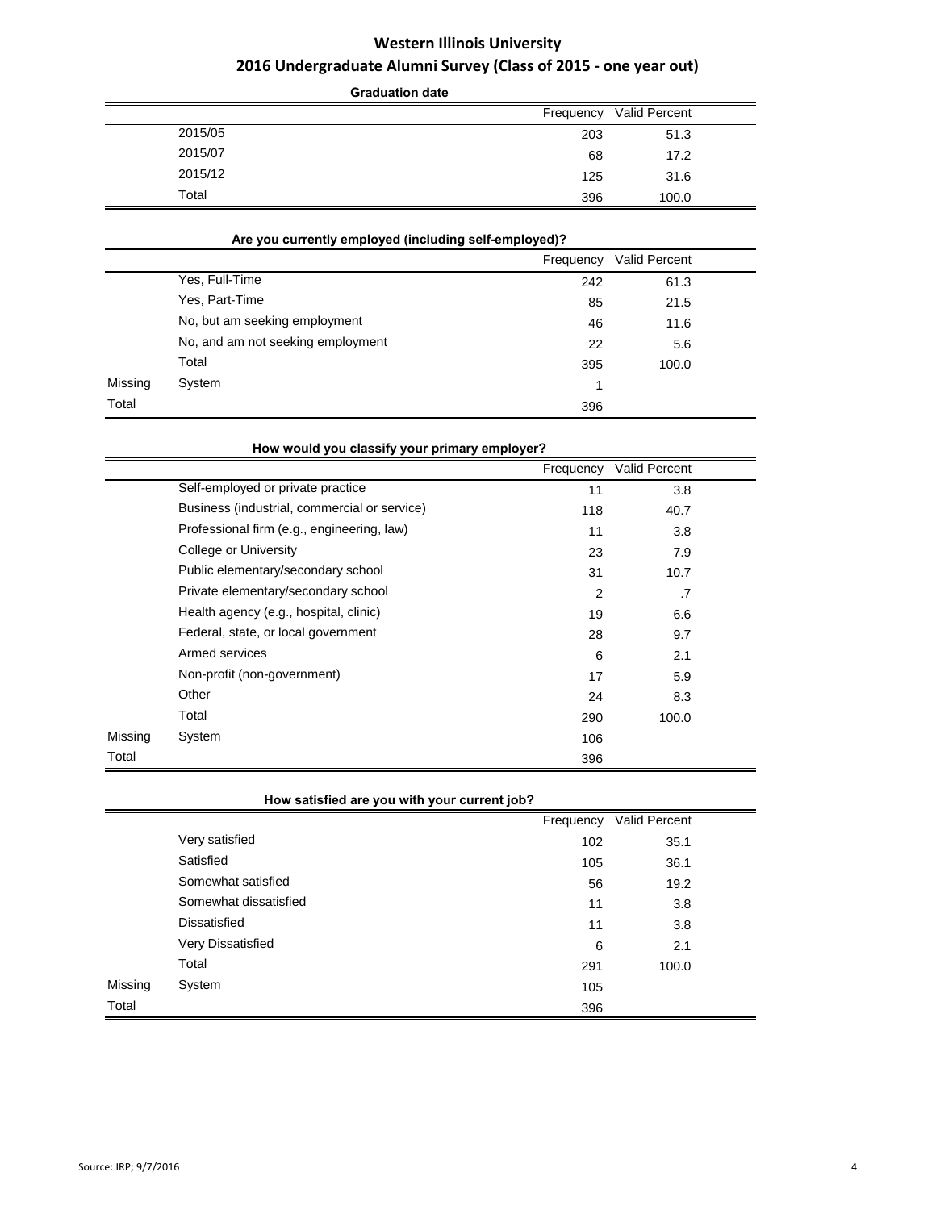# Western Illinois University

## 2016 Undergraduate Alumni Survey (Class of 2015 - one year out)

**Graduation date**

| | | Frequency | Valid Percent |
|---|---|---|---|
| | 2015/05 | 203 | 51.3 |
| | 2015/07 | 68 | 17.2 |
| | 2015/12 | 125 | 31.6 |
| | Total | 396 | 100.0 |

**Are you currently employed (including self-employed)?**

| | | Frequency | Valid Percent |
|---|---|---|---|
| | Yes, Full-Time | 242 | 61.3 |
| | Yes, Part-Time | 85 | 21.5 |
| | No, but am seeking employment | 46 | 11.6 |
| | No, and am not seeking employment | 22 | 5.6 |
| | Total | 395 | 100.0 |
| Missing | System | 1 | |
| Total | | 396 | |

**How would you classify your primary employer?**

| | | Frequency | Valid Percent |
|---|---|---|---|
| | Self-employed or private practice | 11 | 3.8 |
| | Business (industrial, commercial or service) | 118 | 40.7 |
| | Professional firm (e.g., engineering, law) | 11 | 3.8 |
| | College or University | 23 | 7.9 |
| | Public elementary/secondary school | 31 | 10.7 |
| | Private elementary/secondary school | 2 | .7 |
| | Health agency (e.g., hospital, clinic) | 19 | 6.6 |
| | Federal, state, or local government | 28 | 9.7 |
| | Armed services | 6 | 2.1 |
| | Non-profit (non-government) | 17 | 5.9 |
| | Other | 24 | 8.3 |
| | Total | 290 | 100.0 |
| Missing | System | 106 | |
| Total | | 396 | |

**How satisfied are you with your current job?**

| | | Frequency | Valid Percent |
|---|---|---|---|
| | Very satisfied | 102 | 35.1 |
| | Satisfied | 105 | 36.1 |
| | Somewhat satisfied | 56 | 19.2 |
| | Somewhat dissatisfied | 11 | 3.8 |
| | Dissatisfied | 11 | 3.8 |
| | Very Dissatisfied | 6 | 2.1 |
| | Total | 291 | 100.0 |
| Missing | System | 105 | |
| Total | | 396 | |

Source: IRP; 9/7/2016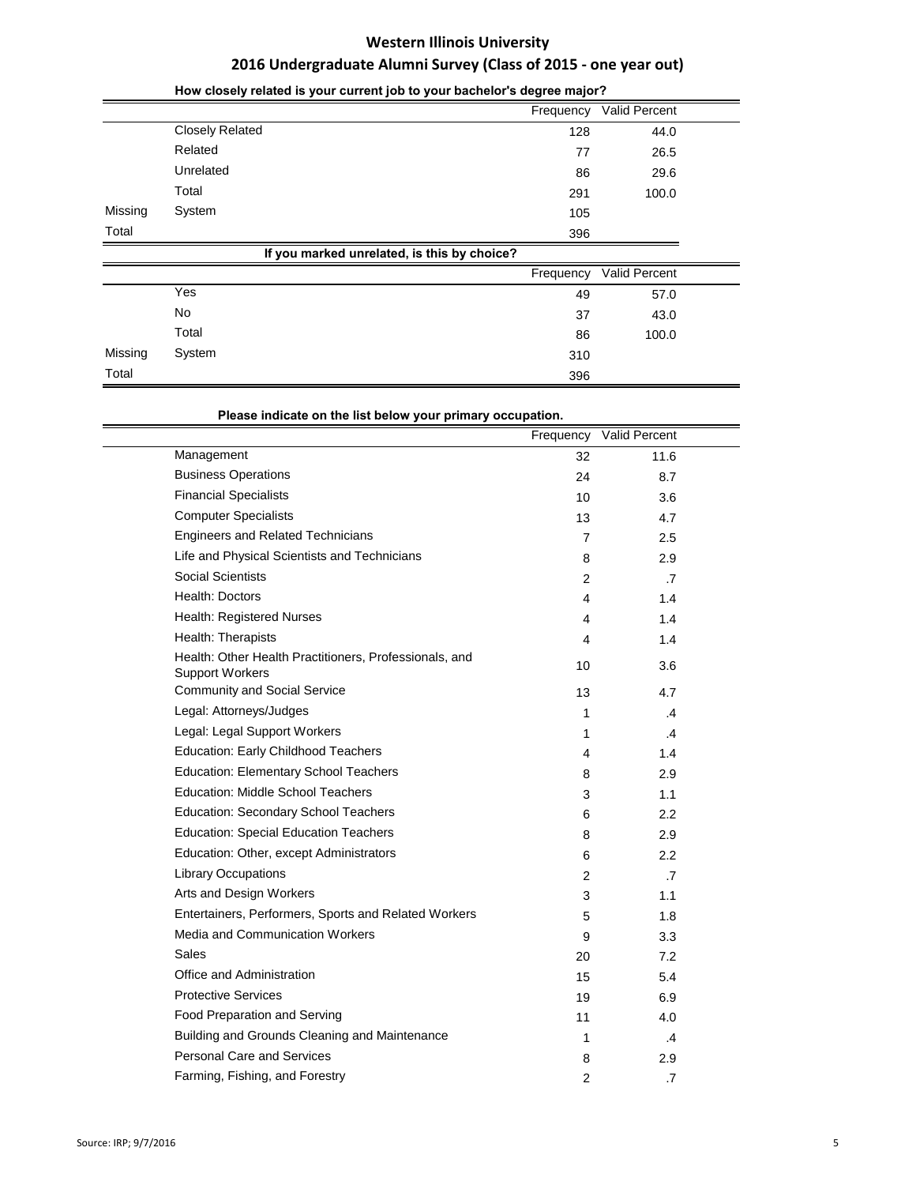# Western Illinois University

## 2016 Undergraduate Alumni Survey (Class of 2015 - one year out)

**How closely related is your current job to your bachelor's degree major?**

| | | Frequency | Valid Percent |
|---|---|---|---|
| | Closely Related | 128 | 44.0 |
| | Related | 77 | 26.5 |
| | Unrelated | 86 | 29.6 |
| | Total | 291 | 100.0 |
| Missing | System | 105 | |
| Total | | 396 | |

**If you marked unrelated, is this by choice?**

| | | Frequency | Valid Percent |
|---|---|---|---|
| | Yes | 49 | 57.0 |
| | No | 37 | 43.0 |
| | Total | 86 | 100.0 |
| Missing | System | 310 | |
| Total | | 396 | |

**Please indicate on the list below your primary occupation.**

| | Frequency | Valid Percent |
|---|---|---|
| Management | 32 | 11.6 |
| Business Operations | 24 | 8.7 |
| Financial Specialists | 10 | 3.6 |
| Computer Specialists | 13 | 4.7 |
| Engineers and Related Technicians | 7 | 2.5 |
| Life and Physical Scientists and Technicians | 8 | 2.9 |
| Social Scientists | 2 | .7 |
| Health: Doctors | 4 | 1.4 |
| Health: Registered Nurses | 4 | 1.4 |
| Health: Therapists | 4 | 1.4 |
| Health: Other Health Practitioners, Professionals, and Support Workers | 10 | 3.6 |
| Community and Social Service | 13 | 4.7 |
| Legal: Attorneys/Judges | 1 | .4 |
| Legal: Legal Support Workers | 1 | .4 |
| Education: Early Childhood Teachers | 4 | 1.4 |
| Education: Elementary School Teachers | 8 | 2.9 |
| Education: Middle School Teachers | 3 | 1.1 |
| Education: Secondary School Teachers | 6 | 2.2 |
| Education: Special Education Teachers | 8 | 2.9 |
| Education: Other, except Administrators | 6 | 2.2 |
| Library Occupations | 2 | .7 |
| Arts and Design Workers | 3 | 1.1 |
| Entertainers, Performers, Sports and Related Workers | 5 | 1.8 |
| Media and Communication Workers | 9 | 3.3 |
| Sales | 20 | 7.2 |
| Office and Administration | 15 | 5.4 |
| Protective Services | 19 | 6.9 |
| Food Preparation and Serving | 11 | 4.0 |
| Building and Grounds Cleaning and Maintenance | 1 | .4 |
| Personal Care and Services | 8 | 2.9 |
| Farming, Fishing, and Forestry | 2 | .7 |

Source: IRP; 9/7/2016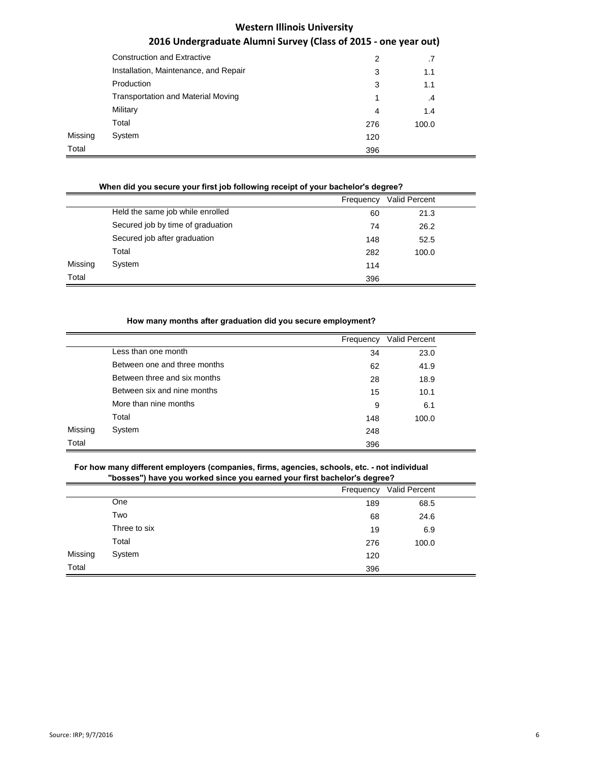| | | Frequency | Valid Percent |
|---|---|---|---|
| | Construction and Extractive | 2 | .7 |
| | Installation, Maintenance, and Repair | 3 | 1.1 |
| | Production | 3 | 1.1 |
| | Transportation and Material Moving | 1 | .4 |
| | Military | 4 | 1.4 |
| | Total | 276 | 100.0 |
| Missing | System | 120 | |
| Total | | 396 | |

**When did you secure your first job following receipt of your bachelor's degree?**

| | | Frequency | Valid Percent |
|---|---|---|---|
| | Held the same job while enrolled | 60 | 21.3 |
| | Secured job by time of graduation | 74 | 26.2 |
| | Secured job after graduation | 148 | 52.5 |
| | Total | 282 | 100.0 |
| Missing | System | 114 | |
| Total | | 396 | |

**How many months after graduation did you secure employment?**

| | | Frequency | Valid Percent |
|---|---|---|---|
| | Less than one month | 34 | 23.0 |
| | Between one and three months | 62 | 41.9 |
| | Between three and six months | 28 | 18.9 |
| | Between six and nine months | 15 | 10.1 |
| | More than nine months | 9 | 6.1 |
| | Total | 148 | 100.0 |
| Missing | System | 248 | |
| Total | | 396 | |

**For how many different employers (companies, firms, agencies, schools, etc. - not individual "bosses") have you worked since you earned your first bachelor's degree?**

| | | Frequency | Valid Percent |
|---|---|---|---|
| | One | 189 | 68.5 |
| | Two | 68 | 24.6 |
| | Three to six | 19 | 6.9 |
| | Total | 276 | 100.0 |
| Missing | System | 120 | |
| Total | | 396 | |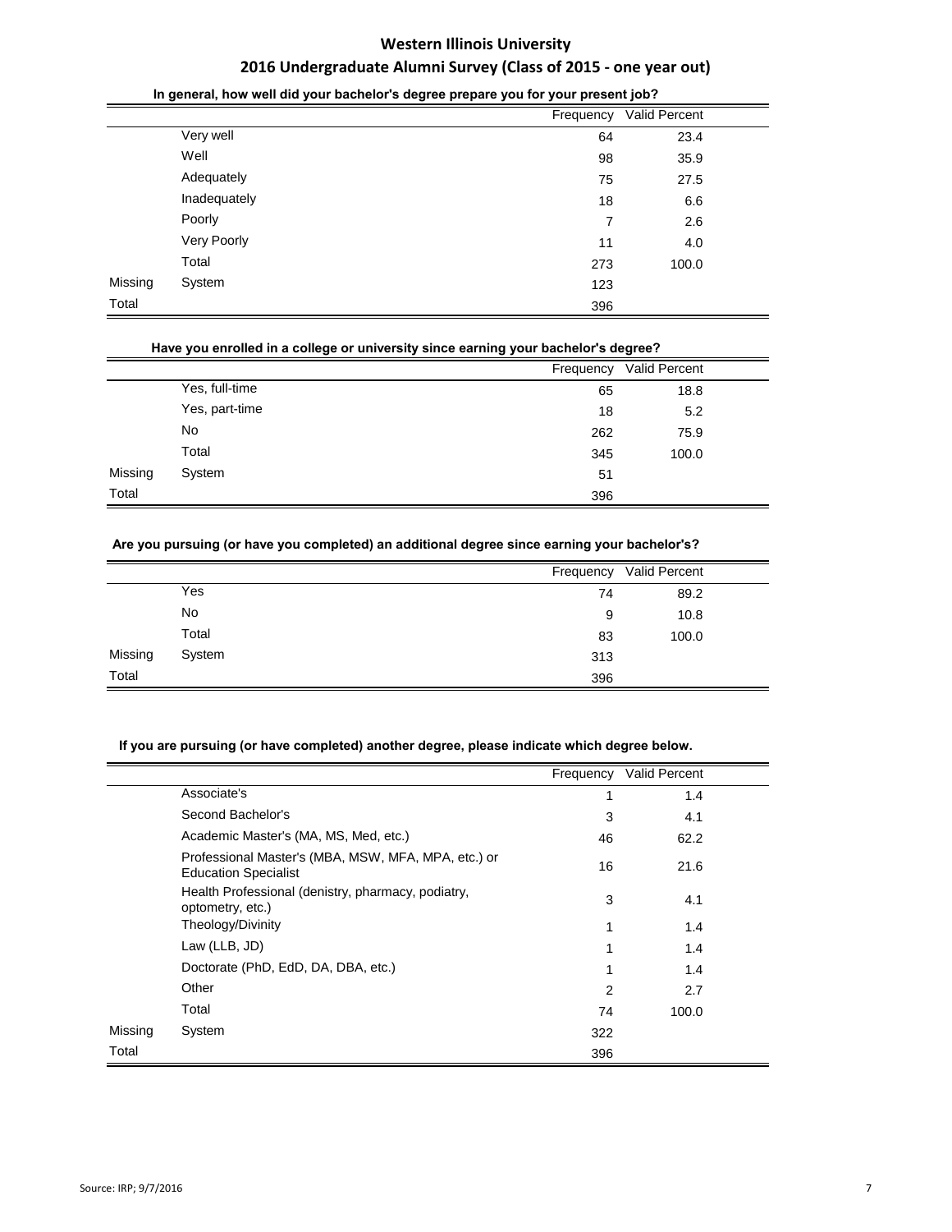# Western Illinois University

## 2016 Undergraduate Alumni Survey (Class of 2015 - one year out)

**In general, how well did your bachelor's degree prepare you for your present job?**

| | | Frequency | Valid Percent |
|---|---|---|---|
| | Very well | 64 | 23.4 |
| | Well | 98 | 35.9 |
| | Adequately | 75 | 27.5 |
| | Inadequately | 18 | 6.6 |
| | Poorly | 7 | 2.6 |
| | Very Poorly | 11 | 4.0 |
| | Total | 273 | 100.0 |
| Missing | System | 123 | |
| Total | | 396 | |

**Have you enrolled in a college or university since earning your bachelor's degree?**

| | | Frequency | Valid Percent |
|---|---|---|---|
| | Yes, full-time | 65 | 18.8 |
| | Yes, part-time | 18 | 5.2 |
| | No | 262 | 75.9 |
| | Total | 345 | 100.0 |
| Missing | System | 51 | |
| Total | | 396 | |

**Are you pursuing (or have you completed) an additional degree since earning your bachelor's?**

| | | Frequency | Valid Percent |
|---|---|---|---|
| | Yes | 74 | 89.2 |
| | No | 9 | 10.8 |
| | Total | 83 | 100.0 |
| Missing | System | 313 | |
| Total | | 396 | |

**If you are pursuing (or have completed) another degree, please indicate which degree below.**

| | | Frequency | Valid Percent |
|---|---|---|---|
| | Associate's | 1 | 1.4 |
| | Second Bachelor's | 3 | 4.1 |
| | Academic Master's (MA, MS, Med, etc.) | 46 | 62.2 |
| | Professional Master's (MBA, MSW, MFA, MPA, etc.) or Education Specialist | 16 | 21.6 |
| | Health Professional (denistry, pharmacy, podiatry, optometry, etc.) | 3 | 4.1 |
| | Theology/Divinity | 1 | 1.4 |
| | Law (LLB, JD) | 1 | 1.4 |
| | Doctorate (PhD, EdD, DA, DBA, etc.) | 1 | 1.4 |
| | Other | 2 | 2.7 |
| | Total | 74 | 100.0 |
| Missing | System | 322 | |
| Total | | 396 | |

Source: IRP; 9/7/2016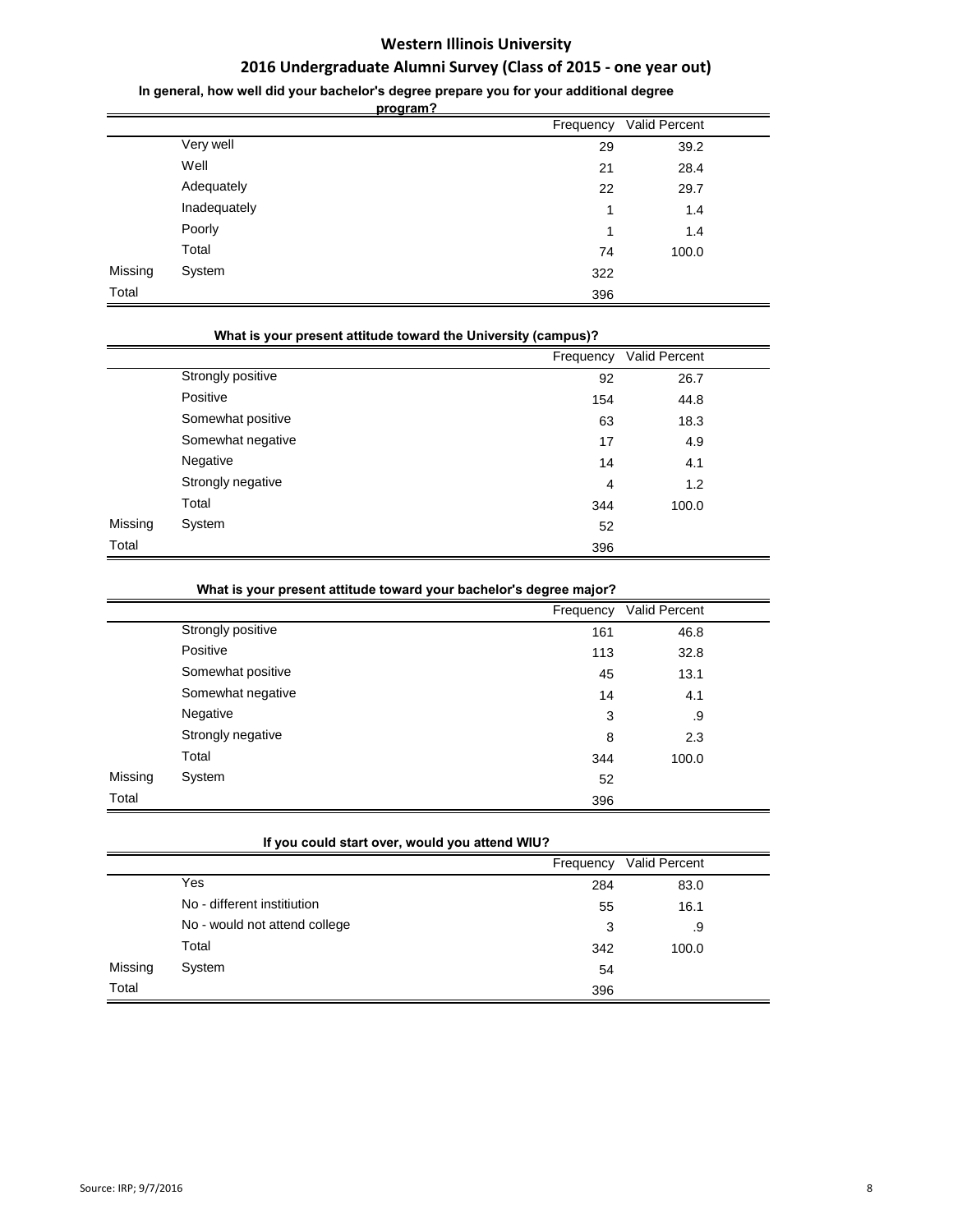# Western Illinois University

## 2016 Undergraduate Alumni Survey (Class of 2015 - one year out)

**In general, how well did your bachelor's degree prepare you for your additional degree program?**

| | | Frequency | Valid Percent |
|---|---|---|---|
| | Very well | 29 | 39.2 |
| | Well | 21 | 28.4 |
| | Adequately | 22 | 29.7 |
| | Inadequately | 1 | 1.4 |
| | Poorly | 1 | 1.4 |
| | Total | 74 | 100.0 |
| Missing | System | 322 | |
| Total | | 396 | |

**What is your present attitude toward the University (campus)?**

| | | Frequency | Valid Percent |
|---|---|---|---|
| | Strongly positive | 92 | 26.7 |
| | Positive | 154 | 44.8 |
| | Somewhat positive | 63 | 18.3 |
| | Somewhat negative | 17 | 4.9 |
| | Negative | 14 | 4.1 |
| | Strongly negative | 4 | 1.2 |
| | Total | 344 | 100.0 |
| Missing | System | 52 | |
| Total | | 396 | |

**What is your present attitude toward your bachelor's degree major?**

| | | Frequency | Valid Percent |
|---|---|---|---|
| | Strongly positive | 161 | 46.8 |
| | Positive | 113 | 32.8 |
| | Somewhat positive | 45 | 13.1 |
| | Somewhat negative | 14 | 4.1 |
| | Negative | 3 | .9 |
| | Strongly negative | 8 | 2.3 |
| | Total | 344 | 100.0 |
| Missing | System | 52 | |
| Total | | 396 | |

**If you could start over, would you attend WIU?**

| | | Frequency | Valid Percent |
|---|---|---|---|
| | Yes | 284 | 83.0 |
| | No - different institiution | 55 | 16.1 |
| | No - would not attend college | 3 | .9 |
| | Total | 342 | 100.0 |
| Missing | System | 54 | |
| Total | | 396 | |

Source: IRP; 9/7/2016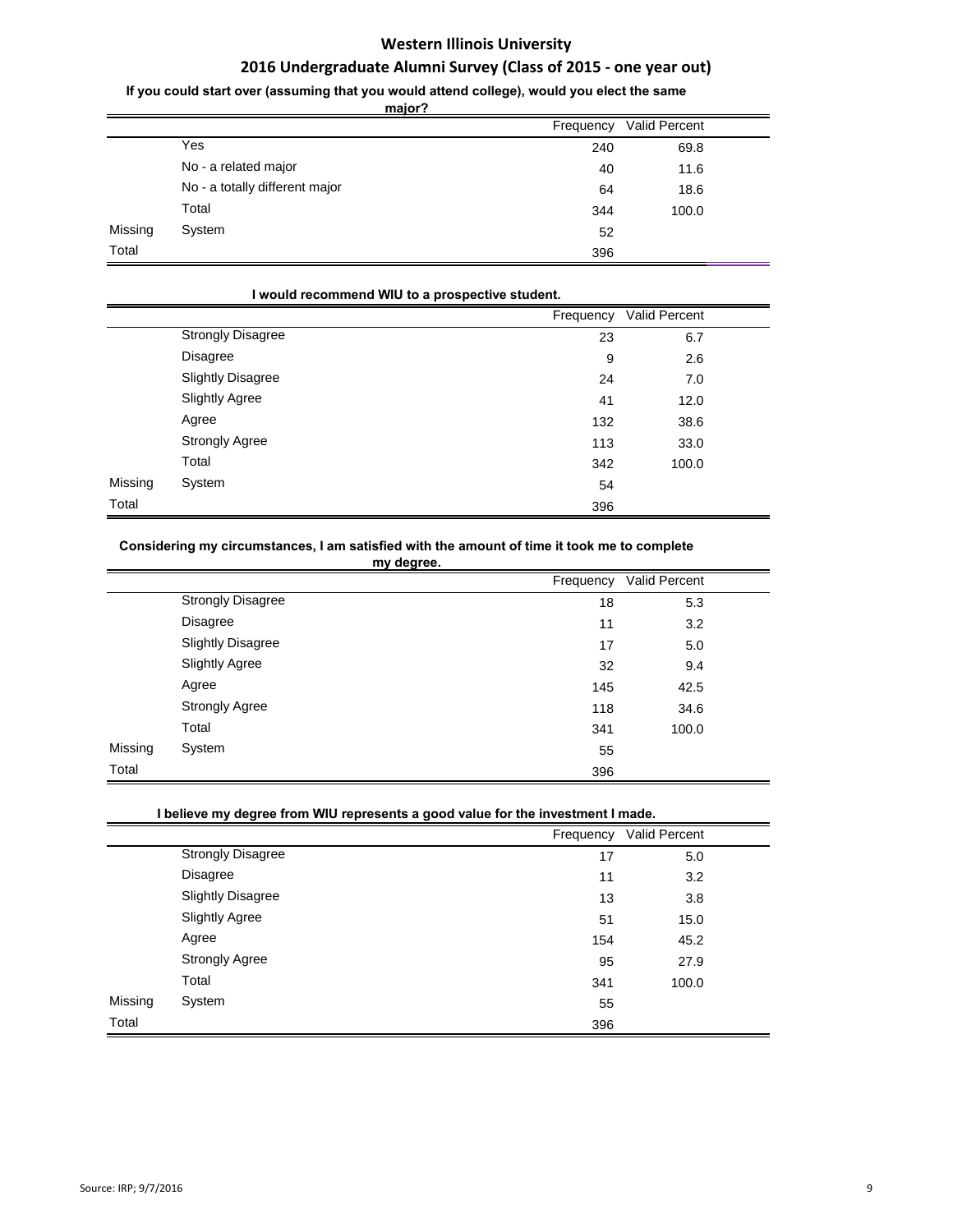# Western Illinois University

## 2016 Undergraduate Alumni Survey (Class of 2015 - one year out)

**If you could start over (assuming that you would attend college), would you elect the same major?**

| | | Frequency | Valid Percent |
|---|---|---|---|
| | Yes | 240 | 69.8 |
| | No - a related major | 40 | 11.6 |
| | No - a totally different major | 64 | 18.6 |
| | Total | 344 | 100.0 |
| Missing | System | 52 | |
| Total | | 396 | |

**I would recommend WIU to a prospective student.**

| | | Frequency | Valid Percent |
|---|---|---|---|
| | Strongly Disagree | 23 | 6.7 |
| | Disagree | 9 | 2.6 |
| | Slightly Disagree | 24 | 7.0 |
| | Slightly Agree | 41 | 12.0 |
| | Agree | 132 | 38.6 |
| | Strongly Agree | 113 | 33.0 |
| | Total | 342 | 100.0 |
| Missing | System | 54 | |
| Total | | 396 | |

**Considering my circumstances, I am satisfied with the amount of time it took me to complete my degree.**

| | | Frequency | Valid Percent |
|---|---|---|---|
| | Strongly Disagree | 18 | 5.3 |
| | Disagree | 11 | 3.2 |
| | Slightly Disagree | 17 | 5.0 |
| | Slightly Agree | 32 | 9.4 |
| | Agree | 145 | 42.5 |
| | Strongly Agree | 118 | 34.6 |
| | Total | 341 | 100.0 |
| Missing | System | 55 | |
| Total | | 396 | |

**I believe my degree from WIU represents a good value for the investment I made.**

| | | Frequency | Valid Percent |
|---|---|---|---|
| | Strongly Disagree | 17 | 5.0 |
| | Disagree | 11 | 3.2 |
| | Slightly Disagree | 13 | 3.8 |
| | Slightly Agree | 51 | 15.0 |
| | Agree | 154 | 45.2 |
| | Strongly Agree | 95 | 27.9 |
| | Total | 341 | 100.0 |
| Missing | System | 55 | |
| Total | | 396 | |

Source: IRP; 9/7/2016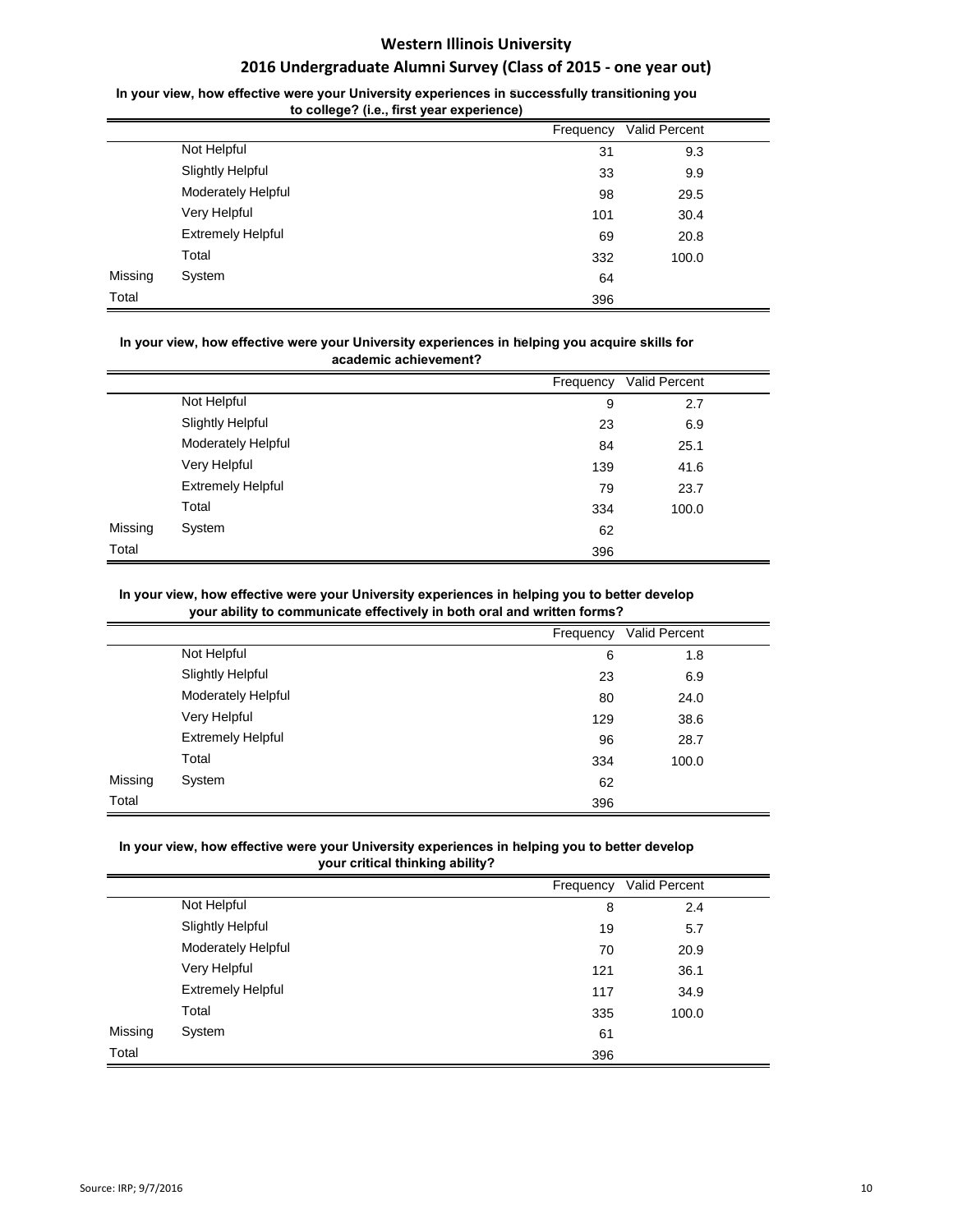## Western Illinois University

## 2016 Undergraduate Alumni Survey (Class of 2015 - one year out)

**In your view, how effective were your University experiences in successfully transitioning you to college? (i.e., first year experience)**

| | | Frequency | Valid Percent |
|---|---|---|---|
| | Not Helpful | 31 | 9.3 |
| | Slightly Helpful | 33 | 9.9 |
| | Moderately Helpful | 98 | 29.5 |
| | Very Helpful | 101 | 30.4 |
| | Extremely Helpful | 69 | 20.8 |
| | Total | 332 | 100.0 |
| Missing | System | 64 | |
| Total | | 396 | |

**In your view, how effective were your University experiences in helping you acquire skills for academic achievement?**

| | | Frequency | Valid Percent |
|---|---|---|---|
| | Not Helpful | 9 | 2.7 |
| | Slightly Helpful | 23 | 6.9 |
| | Moderately Helpful | 84 | 25.1 |
| | Very Helpful | 139 | 41.6 |
| | Extremely Helpful | 79 | 23.7 |
| | Total | 334 | 100.0 |
| Missing | System | 62 | |
| Total | | 396 | |

**In your view, how effective were your University experiences in helping you to better develop your ability to communicate effectively in both oral and written forms?**

| | | Frequency | Valid Percent |
|---|---|---|---|
| | Not Helpful | 6 | 1.8 |
| | Slightly Helpful | 23 | 6.9 |
| | Moderately Helpful | 80 | 24.0 |
| | Very Helpful | 129 | 38.6 |
| | Extremely Helpful | 96 | 28.7 |
| | Total | 334 | 100.0 |
| Missing | System | 62 | |
| Total | | 396 | |

**In your view, how effective were your University experiences in helping you to better develop your critical thinking ability?**

| | | Frequency | Valid Percent |
|---|---|---|---|
| | Not Helpful | 8 | 2.4 |
| | Slightly Helpful | 19 | 5.7 |
| | Moderately Helpful | 70 | 20.9 |
| | Very Helpful | 121 | 36.1 |
| | Extremely Helpful | 117 | 34.9 |
| | Total | 335 | 100.0 |
| Missing | System | 61 | |
| Total | | 396 | |

Source: IRP; 9/7/2016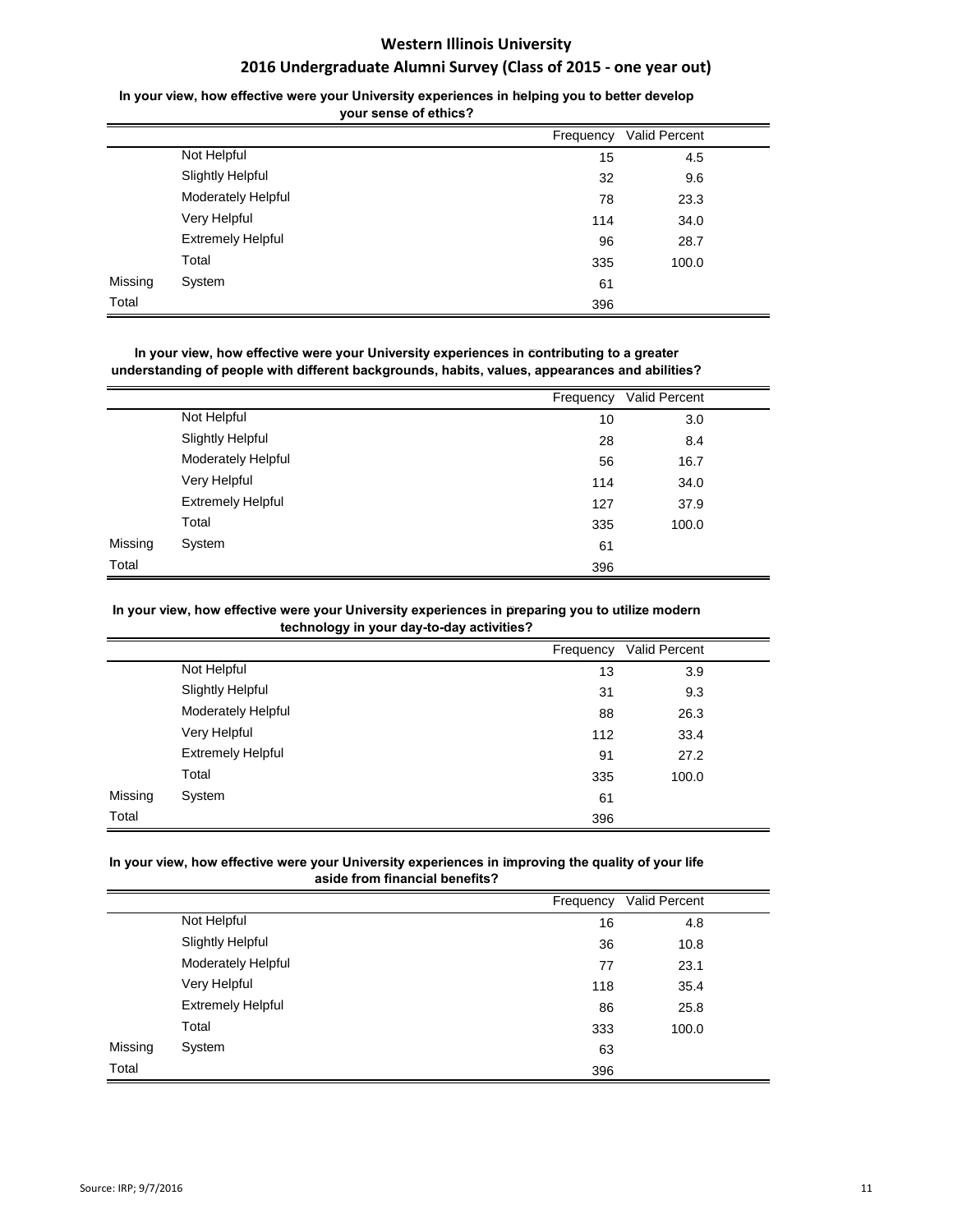# Western Illinois University

## 2016 Undergraduate Alumni Survey (Class of 2015 - one year out)

**In your view, how effective were your University experiences in helping you to better develop your sense of ethics?**

| | | Frequency | Valid Percent |
|---|---|---|---|
| | Not Helpful | 15 | 4.5 |
| | Slightly Helpful | 32 | 9.6 |
| | Moderately Helpful | 78 | 23.3 |
| | Very Helpful | 114 | 34.0 |
| | Extremely Helpful | 96 | 28.7 |
| | Total | 335 | 100.0 |
| Missing | System | 61 | |
| Total | | 396 | |

**In your view, how effective were your University experiences in contributing to a greater understanding of people with different backgrounds, habits, values, appearances and abilities?**

| | | Frequency | Valid Percent |
|---|---|---|---|
| | Not Helpful | 10 | 3.0 |
| | Slightly Helpful | 28 | 8.4 |
| | Moderately Helpful | 56 | 16.7 |
| | Very Helpful | 114 | 34.0 |
| | Extremely Helpful | 127 | 37.9 |
| | Total | 335 | 100.0 |
| Missing | System | 61 | |
| Total | | 396 | |

**In your view, how effective were your University experiences in preparing you to utilize modern technology in your day-to-day activities?**

| | | Frequency | Valid Percent |
|---|---|---|---|
| | Not Helpful | 13 | 3.9 |
| | Slightly Helpful | 31 | 9.3 |
| | Moderately Helpful | 88 | 26.3 |
| | Very Helpful | 112 | 33.4 |
| | Extremely Helpful | 91 | 27.2 |
| | Total | 335 | 100.0 |
| Missing | System | 61 | |
| Total | | 396 | |

**In your view, how effective were your University experiences in improving the quality of your life aside from financial benefits?**

| | | Frequency | Valid Percent |
|---|---|---|---|
| | Not Helpful | 16 | 4.8 |
| | Slightly Helpful | 36 | 10.8 |
| | Moderately Helpful | 77 | 23.1 |
| | Very Helpful | 118 | 35.4 |
| | Extremely Helpful | 86 | 25.8 |
| | Total | 333 | 100.0 |
| Missing | System | 63 | |
| Total | | 396 | |

Source: IRP; 9/7/2016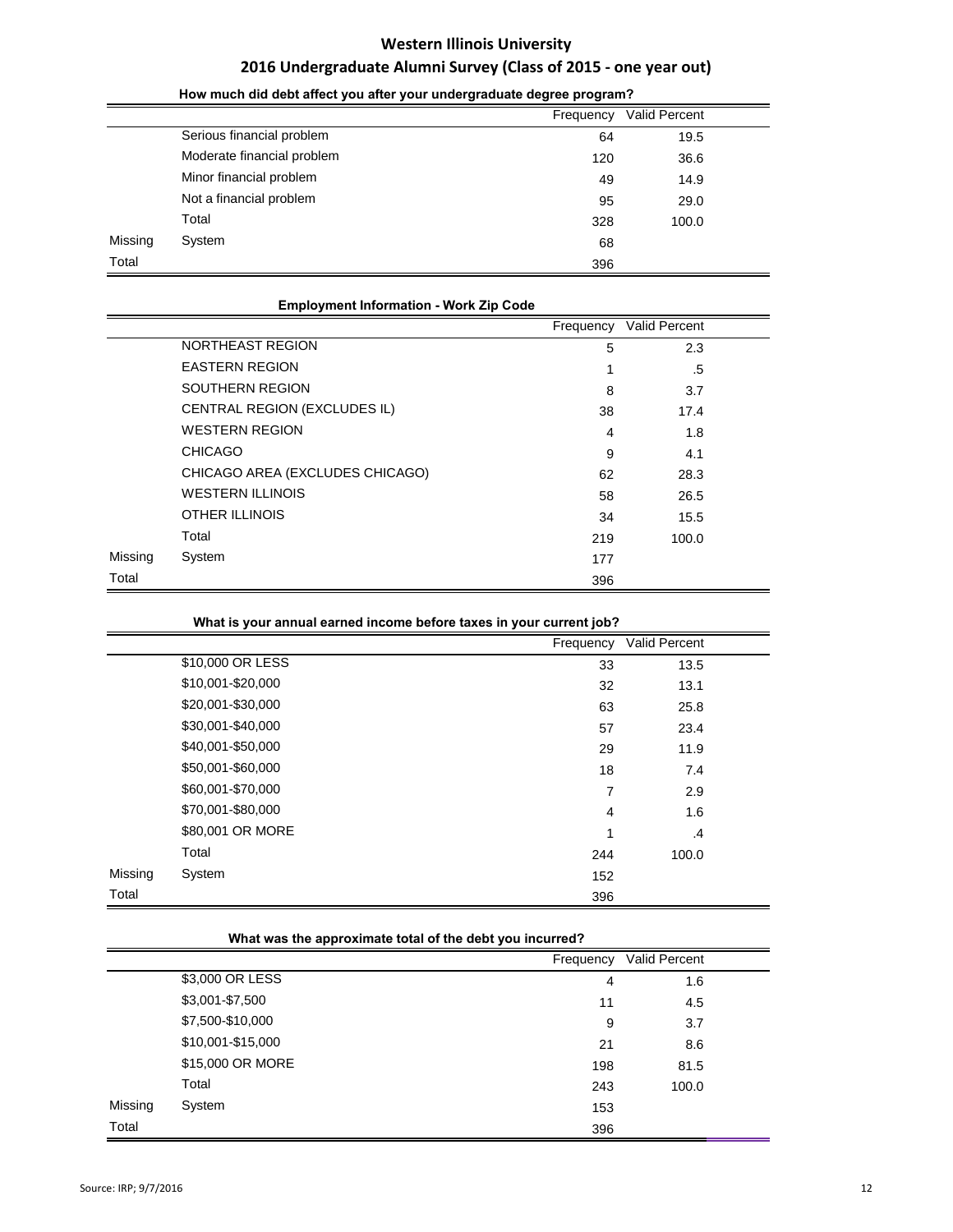# Western Illinois University

## 2016 Undergraduate Alumni Survey (Class of 2015 - one year out)

**How much did debt affect you after your undergraduate degree program?**

| | | Frequency | Valid Percent |
|---|---|---|---|
| | Serious financial problem | 64 | 19.5 |
| | Moderate financial problem | 120 | 36.6 |
| | Minor financial problem | 49 | 14.9 |
| | Not a financial problem | 95 | 29.0 |
| | Total | 328 | 100.0 |
| Missing | System | 68 | |
| Total | | 396 | |

**Employment Information - Work Zip Code**

| | | Frequency | Valid Percent |
|---|---|---|---|
| | NORTHEAST REGION | 5 | 2.3 |
| | EASTERN REGION | 1 | .5 |
| | SOUTHERN REGION | 8 | 3.7 |
| | CENTRAL REGION (EXCLUDES IL) | 38 | 17.4 |
| | WESTERN REGION | 4 | 1.8 |
| | CHICAGO | 9 | 4.1 |
| | CHICAGO AREA (EXCLUDES CHICAGO) | 62 | 28.3 |
| | WESTERN ILLINOIS | 58 | 26.5 |
| | OTHER ILLINOIS | 34 | 15.5 |
| | Total | 219 | 100.0 |
| Missing | System | 177 | |
| Total | | 396 | |

**What is your annual earned income before taxes in your current job?**

| | | Frequency | Valid Percent |
|---|---|---|---|
| | $10,000 OR LESS | 33 | 13.5 |
| | $10,001-$20,000 | 32 | 13.1 |
| | $20,001-$30,000 | 63 | 25.8 |
| | $30,001-$40,000 | 57 | 23.4 |
| | $40,001-$50,000 | 29 | 11.9 |
| | $50,001-$60,000 | 18 | 7.4 |
| | $60,001-$70,000 | 7 | 2.9 |
| | $70,001-$80,000 | 4 | 1.6 |
| | $80,001 OR MORE | 1 | .4 |
| | Total | 244 | 100.0 |
| Missing | System | 152 | |
| Total | | 396 | |

**What was the approximate total of the debt you incurred?**

| | | Frequency | Valid Percent |
|---|---|---|---|
| | $3,000 OR LESS | 4 | 1.6 |
| | $3,001-$7,500 | 11 | 4.5 |
| | $7,500-$10,000 | 9 | 3.7 |
| | $10,001-$15,000 | 21 | 8.6 |
| | $15,000 OR MORE | 198 | 81.5 |
| | Total | 243 | 100.0 |
| Missing | System | 153 | |
| Total | | 396 | |

Source: IRP; 9/7/2016